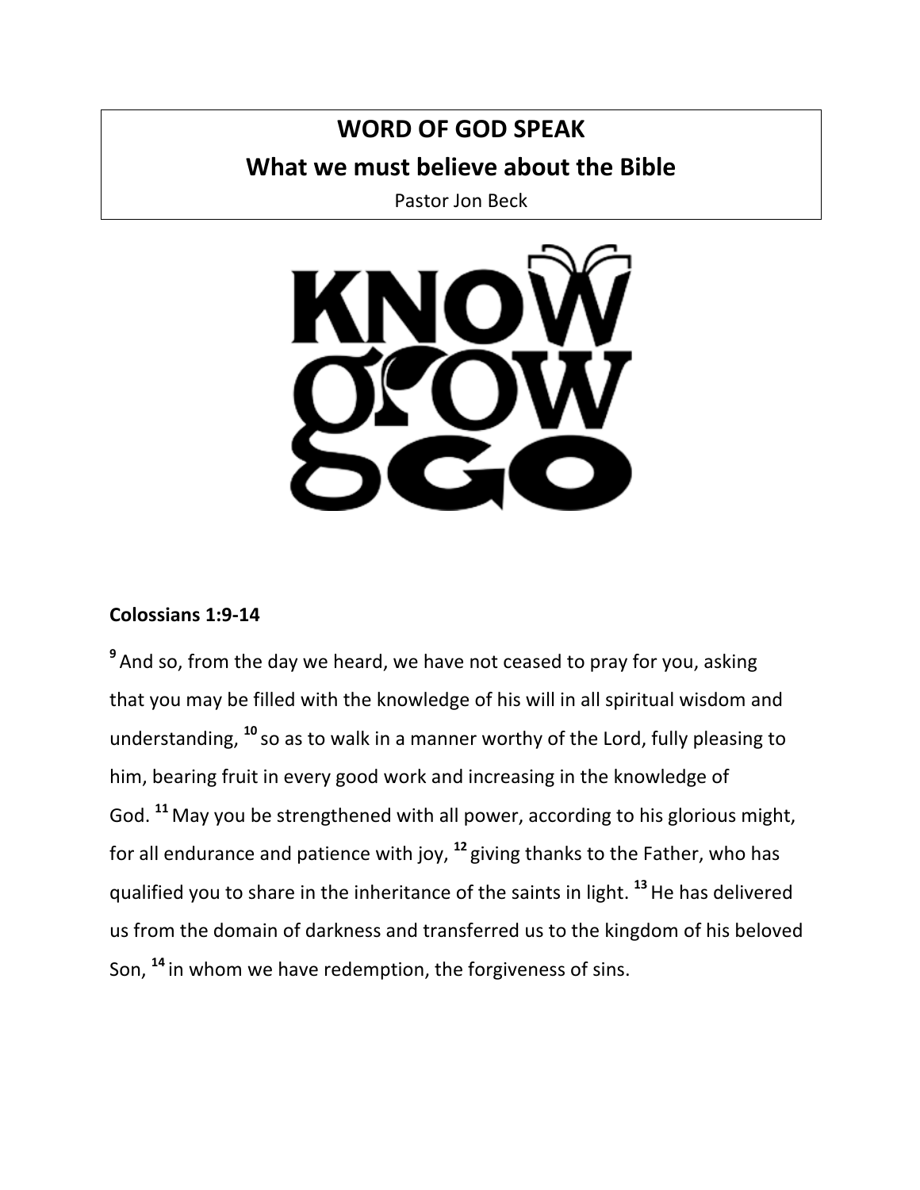# WORD OF GOD SPEAK

## What we must believe about the Bible

Pastor Jon Beck

KNOW grow GO

**Colossians 1:9-14**

[9] And so, from the day we heard, we have not ceased to pray for you, asking that you may be filled with the knowledge of his will in all spiritual wisdom and understanding, [10] so as to walk in a manner worthy of the Lord, fully pleasing to him, bearing fruit in every good work and increasing in the knowledge of God. [11] May you be strengthened with all power, according to his glorious might, for all endurance and patience with joy, [12] giving thanks to the Father, who has qualified you to share in the inheritance of the saints in light. [13] He has delivered us from the domain of darkness and transferred us to the kingdom of his beloved Son, [14] in whom we have redemption, the forgiveness of sins.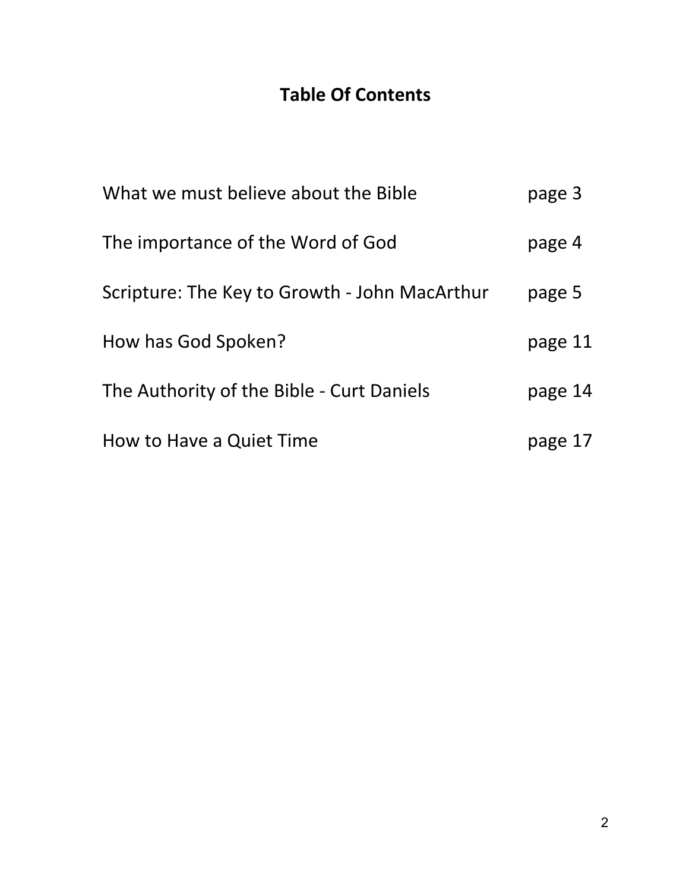# Table Of Contents

| | |
|---|---|
| What we must believe about the Bible | page 3 |
| The importance of the Word of God | page 4 |
| Scripture: The Key to Growth - John MacArthur | page 5 |
| How has God Spoken? | page 11 |
| The Authority of the Bible - Curt Daniels | page 14 |
| How to Have a Quiet Time | page 17 |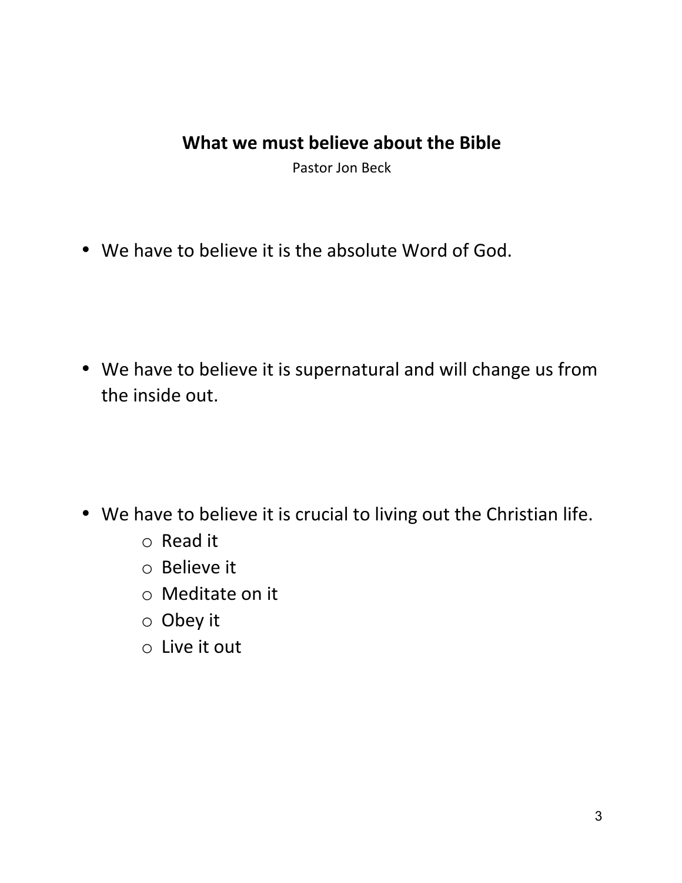# What we must believe about the Bible

Pastor Jon Beck

- We have to believe it is the absolute Word of God.

- We have to believe it is supernatural and will change us from the inside out.

- We have to believe it is crucial to living out the Christian life.
  - Read it
  - Believe it
  - Meditate on it
  - Obey it
  - Live it out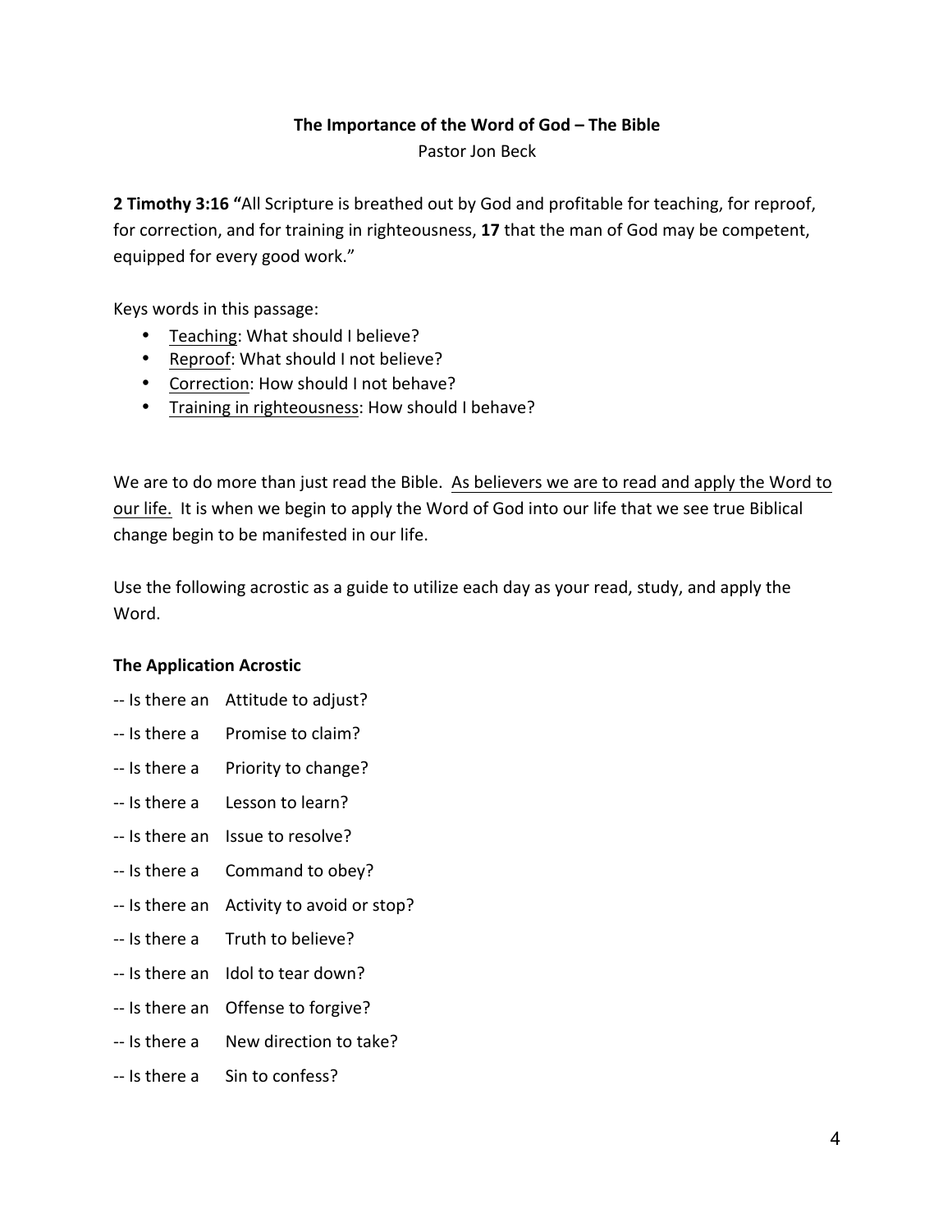**The Importance of the Word of God – The Bible**

Pastor Jon Beck

**2 Timothy 3:16 "**All Scripture is breathed out by God and profitable for teaching, for reproof, for correction, and for training in righteousness, **17** that the man of God may be competent, equipped for every good work."

Keys words in this passage:

- <u>Teaching</u>: What should I believe?
- <u>Reproof</u>: What should I not believe?
- <u>Correction</u>: How should I not behave?
- <u>Training in righteousness</u>: How should I behave?

We are to do more than just read the Bible. <u>As believers we are to read and apply the Word to our life.</u> It is when we begin to apply the Word of God into our life that we see true Biblical change begin to be manifested in our life.

Use the following acrostic as a guide to utilize each day as your read, study, and apply the Word.

**The Application Acrostic**

-- Is there an Attitude to adjust?

-- Is there a Promise to claim?

-- Is there a Priority to change?

-- Is there a Lesson to learn?

-- Is there an Issue to resolve?

-- Is there a Command to obey?

-- Is there an Activity to avoid or stop?

-- Is there a Truth to believe?

-- Is there an Idol to tear down?

-- Is there an Offense to forgive?

-- Is there a New direction to take?

-- Is there a Sin to confess?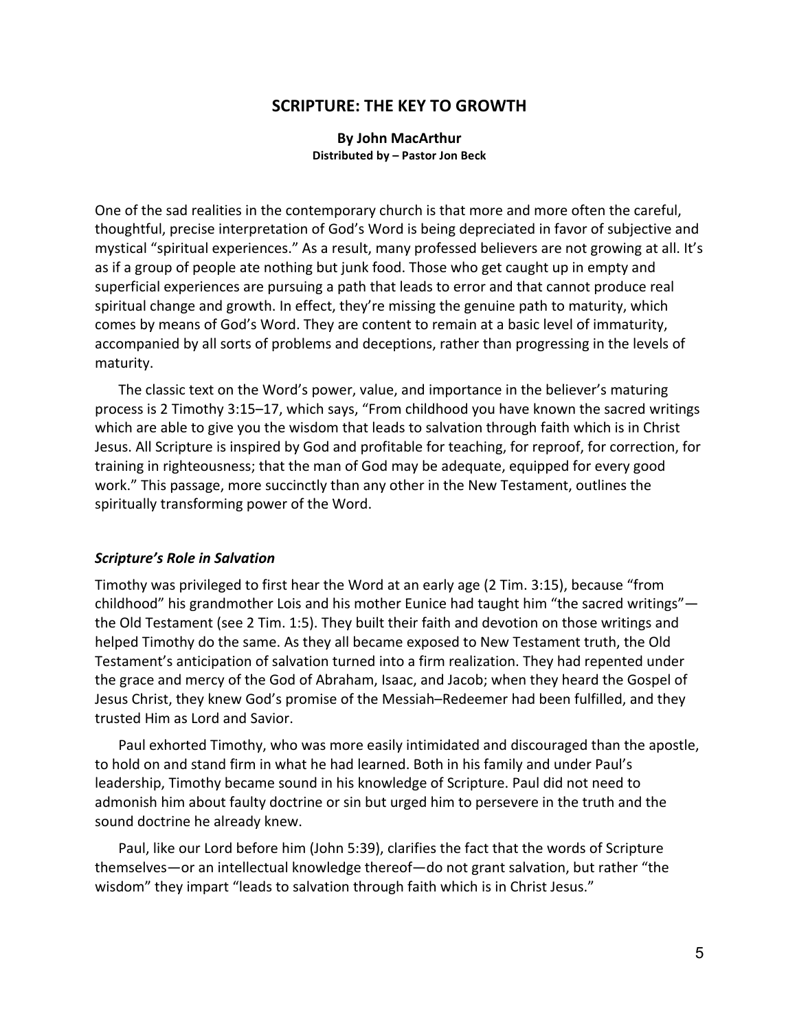## SCRIPTURE: THE KEY TO GROWTH

**By John MacArthur**
**Distributed by – Pastor Jon Beck**

One of the sad realities in the contemporary church is that more and more often the careful, thoughtful, precise interpretation of God's Word is being depreciated in favor of subjective and mystical "spiritual experiences." As a result, many professed believers are not growing at all. It's as if a group of people ate nothing but junk food. Those who get caught up in empty and superficial experiences are pursuing a path that leads to error and that cannot produce real spiritual change and growth. In effect, they're missing the genuine path to maturity, which comes by means of God's Word. They are content to remain at a basic level of immaturity, accompanied by all sorts of problems and deceptions, rather than progressing in the levels of maturity.

The classic text on the Word's power, value, and importance in the believer's maturing process is 2 Timothy 3:15–17, which says, "From childhood you have known the sacred writings which are able to give you the wisdom that leads to salvation through faith which is in Christ Jesus. All Scripture is inspired by God and profitable for teaching, for reproof, for correction, for training in righteousness; that the man of God may be adequate, equipped for every good work." This passage, more succinctly than any other in the New Testament, outlines the spiritually transforming power of the Word.

### *Scripture's Role in Salvation*

Timothy was privileged to first hear the Word at an early age (2 Tim. 3:15), because "from childhood" his grandmother Lois and his mother Eunice had taught him "the sacred writings"—the Old Testament (see 2 Tim. 1:5). They built their faith and devotion on those writings and helped Timothy do the same. As they all became exposed to New Testament truth, the Old Testament's anticipation of salvation turned into a firm realization. They had repented under the grace and mercy of the God of Abraham, Isaac, and Jacob; when they heard the Gospel of Jesus Christ, they knew God's promise of the Messiah–Redeemer had been fulfilled, and they trusted Him as Lord and Savior.

Paul exhorted Timothy, who was more easily intimidated and discouraged than the apostle, to hold on and stand firm in what he had learned. Both in his family and under Paul's leadership, Timothy became sound in his knowledge of Scripture. Paul did not need to admonish him about faulty doctrine or sin but urged him to persevere in the truth and the sound doctrine he already knew.

Paul, like our Lord before him (John 5:39), clarifies the fact that the words of Scripture themselves—or an intellectual knowledge thereof—do not grant salvation, but rather "the wisdom" they impart "leads to salvation through faith which is in Christ Jesus."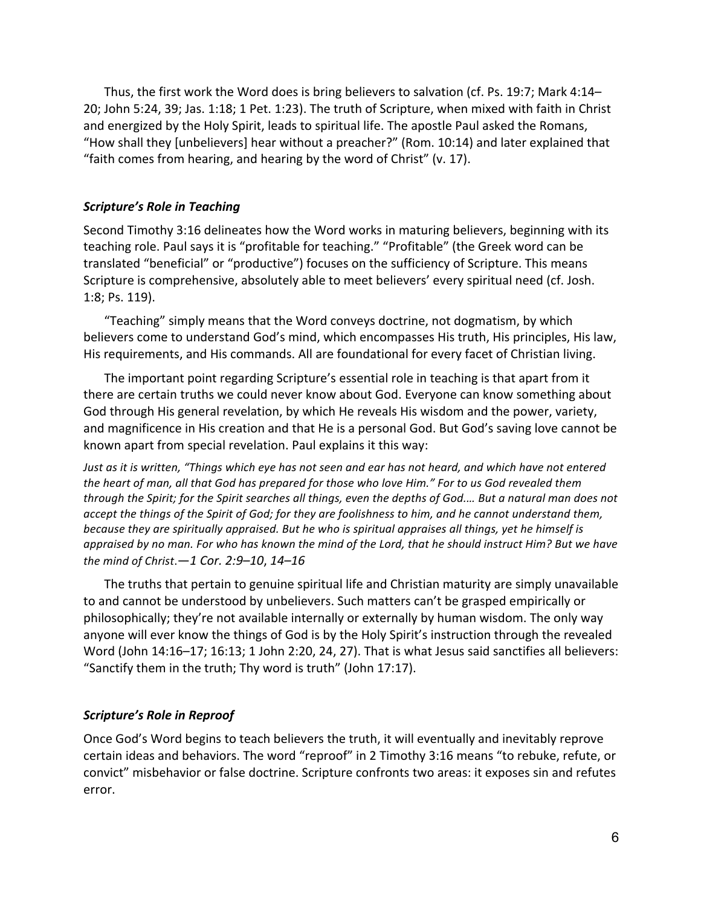Thus, the first work the Word does is bring believers to salvation (cf. Ps. 19:7; Mark 4:14–20; John 5:24, 39; Jas. 1:18; 1 Pet. 1:23). The truth of Scripture, when mixed with faith in Christ and energized by the Holy Spirit, leads to spiritual life. The apostle Paul asked the Romans, "How shall they [unbelievers] hear without a preacher?" (Rom. 10:14) and later explained that "faith comes from hearing, and hearing by the word of Christ" (v. 17).

### ***Scripture's Role in Teaching***

Second Timothy 3:16 delineates how the Word works in maturing believers, beginning with its teaching role. Paul says it is "profitable for teaching." "Profitable" (the Greek word can be translated "beneficial" or "productive") focuses on the sufficiency of Scripture. This means Scripture is comprehensive, absolutely able to meet believers' every spiritual need (cf. Josh. 1:8; Ps. 119).

"Teaching" simply means that the Word conveys doctrine, not dogmatism, by which believers come to understand God's mind, which encompasses His truth, His principles, His law, His requirements, and His commands. All are foundational for every facet of Christian living.

The important point regarding Scripture's essential role in teaching is that apart from it there are certain truths we could never know about God. Everyone can know something about God through His general revelation, by which He reveals His wisdom and the power, variety, and magnificence in His creation and that He is a personal God. But God's saving love cannot be known apart from special revelation. Paul explains it this way:

*Just as it is written, "Things which eye has not seen and ear has not heard, and which have not entered the heart of man, all that God has prepared for those who love Him." For to us God revealed them through the Spirit; for the Spirit searches all things, even the depths of God.… But a natural man does not accept the things of the Spirit of God; for they are foolishness to him, and he cannot understand them, because they are spiritually appraised. But he who is spiritual appraises all things, yet he himself is appraised by no man. For who has known the mind of the Lord, that he should instruct Him? But we have the mind of Christ.—1 Cor. 2:9–10, 14–16*

The truths that pertain to genuine spiritual life and Christian maturity are simply unavailable to and cannot be understood by unbelievers. Such matters can't be grasped empirically or philosophically; they're not available internally or externally by human wisdom. The only way anyone will ever know the things of God is by the Holy Spirit's instruction through the revealed Word (John 14:16–17; 16:13; 1 John 2:20, 24, 27). That is what Jesus said sanctifies all believers: "Sanctify them in the truth; Thy word is truth" (John 17:17).

### ***Scripture's Role in Reproof***

Once God's Word begins to teach believers the truth, it will eventually and inevitably reprove certain ideas and behaviors. The word "reproof" in 2 Timothy 3:16 means "to rebuke, refute, or convict" misbehavior or false doctrine. Scripture confronts two areas: it exposes sin and refutes error.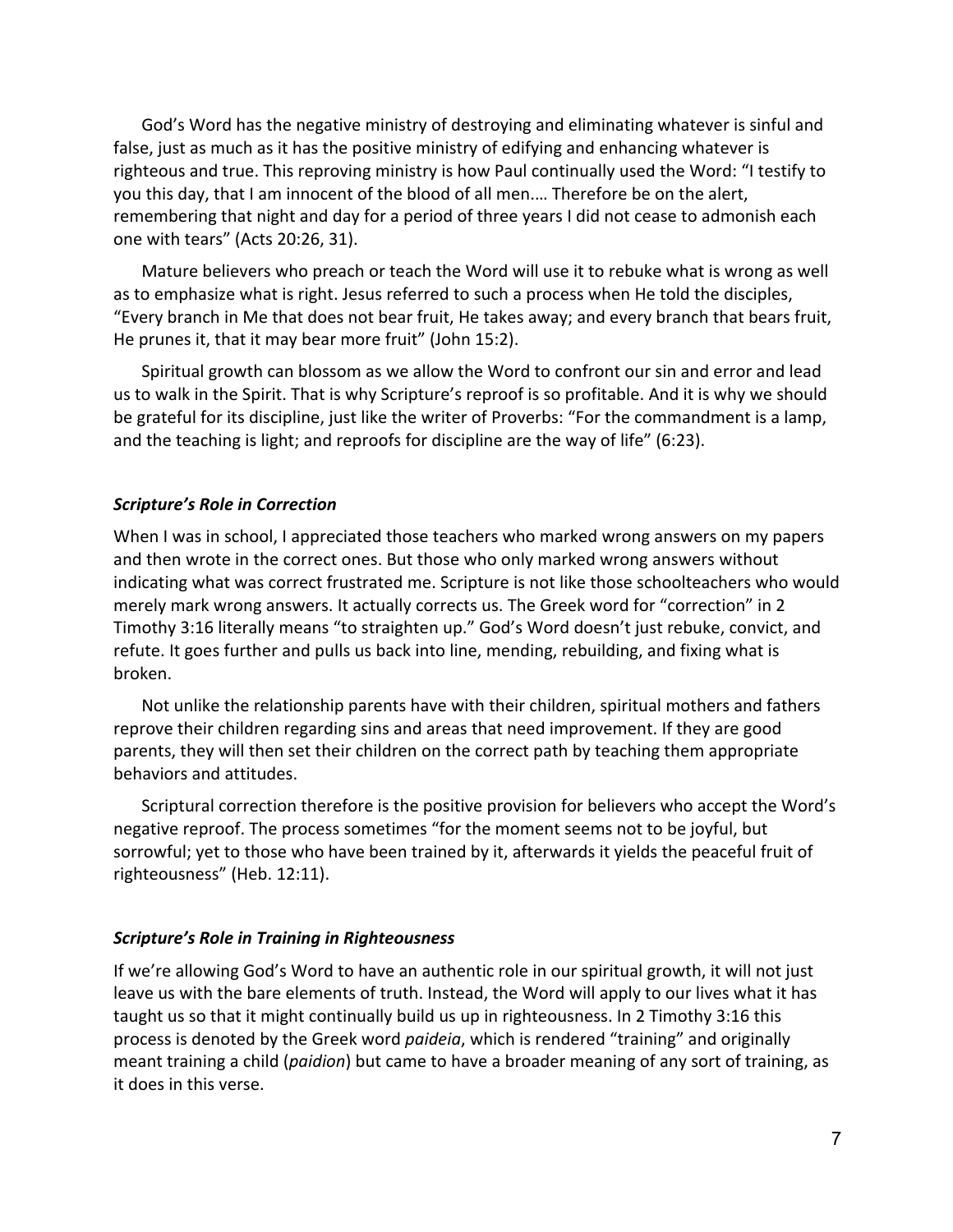God's Word has the negative ministry of destroying and eliminating whatever is sinful and false, just as much as it has the positive ministry of edifying and enhancing whatever is righteous and true. This reproving ministry is how Paul continually used the Word: "I testify to you this day, that I am innocent of the blood of all men.… Therefore be on the alert, remembering that night and day for a period of three years I did not cease to admonish each one with tears" (Acts 20:26, 31).

Mature believers who preach or teach the Word will use it to rebuke what is wrong as well as to emphasize what is right. Jesus referred to such a process when He told the disciples, "Every branch in Me that does not bear fruit, He takes away; and every branch that bears fruit, He prunes it, that it may bear more fruit" (John 15:2).

Spiritual growth can blossom as we allow the Word to confront our sin and error and lead us to walk in the Spirit. That is why Scripture's reproof is so profitable. And it is why we should be grateful for its discipline, just like the writer of Proverbs: "For the commandment is a lamp, and the teaching is light; and reproofs for discipline are the way of life" (6:23).

### *Scripture's Role in Correction*

When I was in school, I appreciated those teachers who marked wrong answers on my papers and then wrote in the correct ones. But those who only marked wrong answers without indicating what was correct frustrated me. Scripture is not like those schoolteachers who would merely mark wrong answers. It actually corrects us. The Greek word for "correction" in 2 Timothy 3:16 literally means "to straighten up." God's Word doesn't just rebuke, convict, and refute. It goes further and pulls us back into line, mending, rebuilding, and fixing what is broken.

Not unlike the relationship parents have with their children, spiritual mothers and fathers reprove their children regarding sins and areas that need improvement. If they are good parents, they will then set their children on the correct path by teaching them appropriate behaviors and attitudes.

Scriptural correction therefore is the positive provision for believers who accept the Word's negative reproof. The process sometimes "for the moment seems not to be joyful, but sorrowful; yet to those who have been trained by it, afterwards it yields the peaceful fruit of righteousness" (Heb. 12:11).

### *Scripture's Role in Training in Righteousness*

If we're allowing God's Word to have an authentic role in our spiritual growth, it will not just leave us with the bare elements of truth. Instead, the Word will apply to our lives what it has taught us so that it might continually build us up in righteousness. In 2 Timothy 3:16 this process is denoted by the Greek word *paideia*, which is rendered "training" and originally meant training a child (*paidion*) but came to have a broader meaning of any sort of training, as it does in this verse.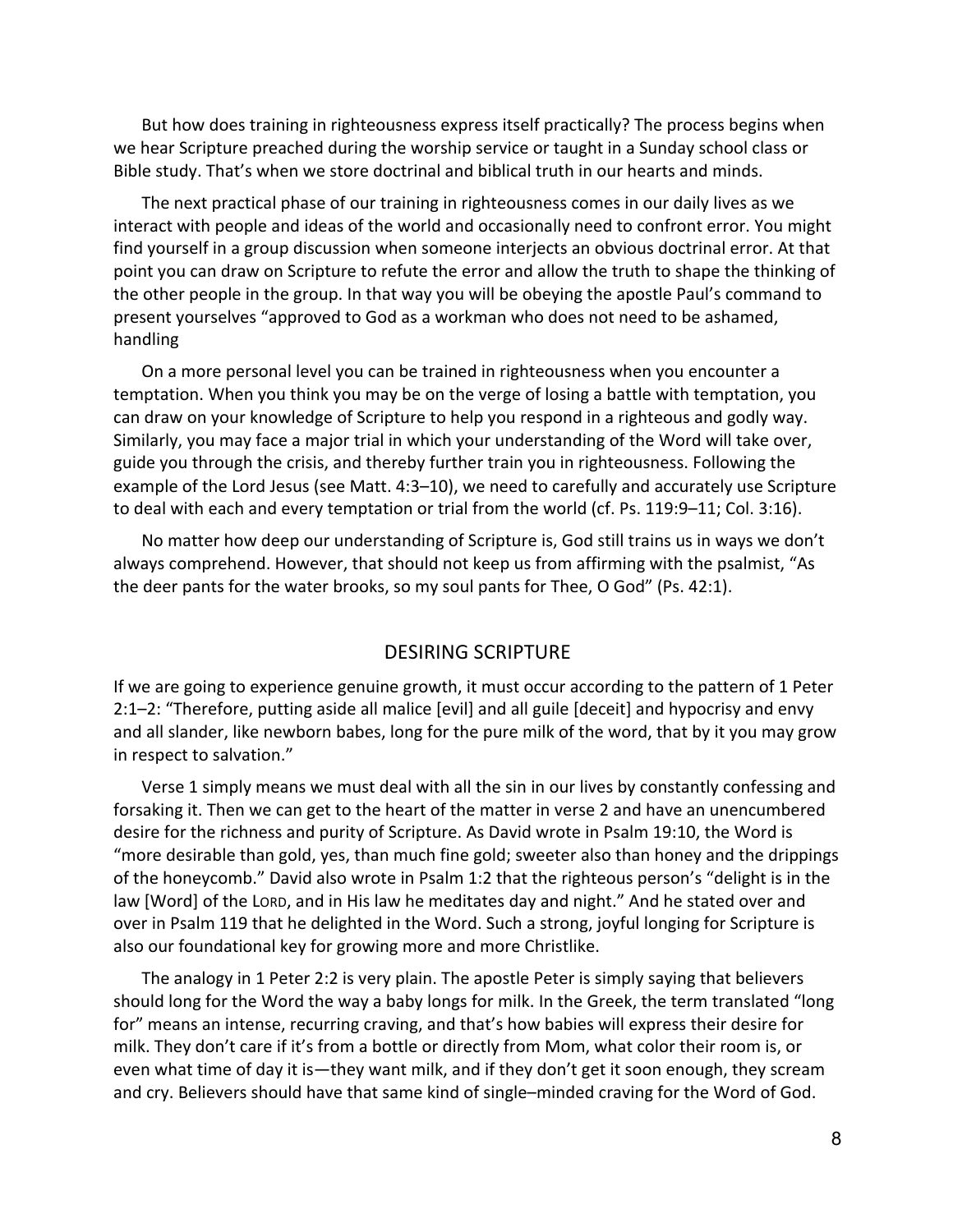But how does training in righteousness express itself practically? The process begins when we hear Scripture preached during the worship service or taught in a Sunday school class or Bible study. That's when we store doctrinal and biblical truth in our hearts and minds.

The next practical phase of our training in righteousness comes in our daily lives as we interact with people and ideas of the world and occasionally need to confront error. You might find yourself in a group discussion when someone interjects an obvious doctrinal error. At that point you can draw on Scripture to refute the error and allow the truth to shape the thinking of the other people in the group. In that way you will be obeying the apostle Paul's command to present yourselves "approved to God as a workman who does not need to be ashamed, handling

On a more personal level you can be trained in righteousness when you encounter a temptation. When you think you may be on the verge of losing a battle with temptation, you can draw on your knowledge of Scripture to help you respond in a righteous and godly way. Similarly, you may face a major trial in which your understanding of the Word will take over, guide you through the crisis, and thereby further train you in righteousness. Following the example of the Lord Jesus (see Matt. 4:3–10), we need to carefully and accurately use Scripture to deal with each and every temptation or trial from the world (cf. Ps. 119:9–11; Col. 3:16).

No matter how deep our understanding of Scripture is, God still trains us in ways we don't always comprehend. However, that should not keep us from affirming with the psalmist, "As the deer pants for the water brooks, so my soul pants for Thee, O God" (Ps. 42:1).

## DESIRING SCRIPTURE

If we are going to experience genuine growth, it must occur according to the pattern of 1 Peter 2:1–2: "Therefore, putting aside all malice [evil] and all guile [deceit] and hypocrisy and envy and all slander, like newborn babes, long for the pure milk of the word, that by it you may grow in respect to salvation."

Verse 1 simply means we must deal with all the sin in our lives by constantly confessing and forsaking it. Then we can get to the heart of the matter in verse 2 and have an unencumbered desire for the richness and purity of Scripture. As David wrote in Psalm 19:10, the Word is "more desirable than gold, yes, than much fine gold; sweeter also than honey and the drippings of the honeycomb." David also wrote in Psalm 1:2 that the righteous person's "delight is in the law [Word] of the LORD, and in His law he meditates day and night." And he stated over and over in Psalm 119 that he delighted in the Word. Such a strong, joyful longing for Scripture is also our foundational key for growing more and more Christlike.

The analogy in 1 Peter 2:2 is very plain. The apostle Peter is simply saying that believers should long for the Word the way a baby longs for milk. In the Greek, the term translated "long for" means an intense, recurring craving, and that's how babies will express their desire for milk. They don't care if it's from a bottle or directly from Mom, what color their room is, or even what time of day it is—they want milk, and if they don't get it soon enough, they scream and cry. Believers should have that same kind of single–minded craving for the Word of God.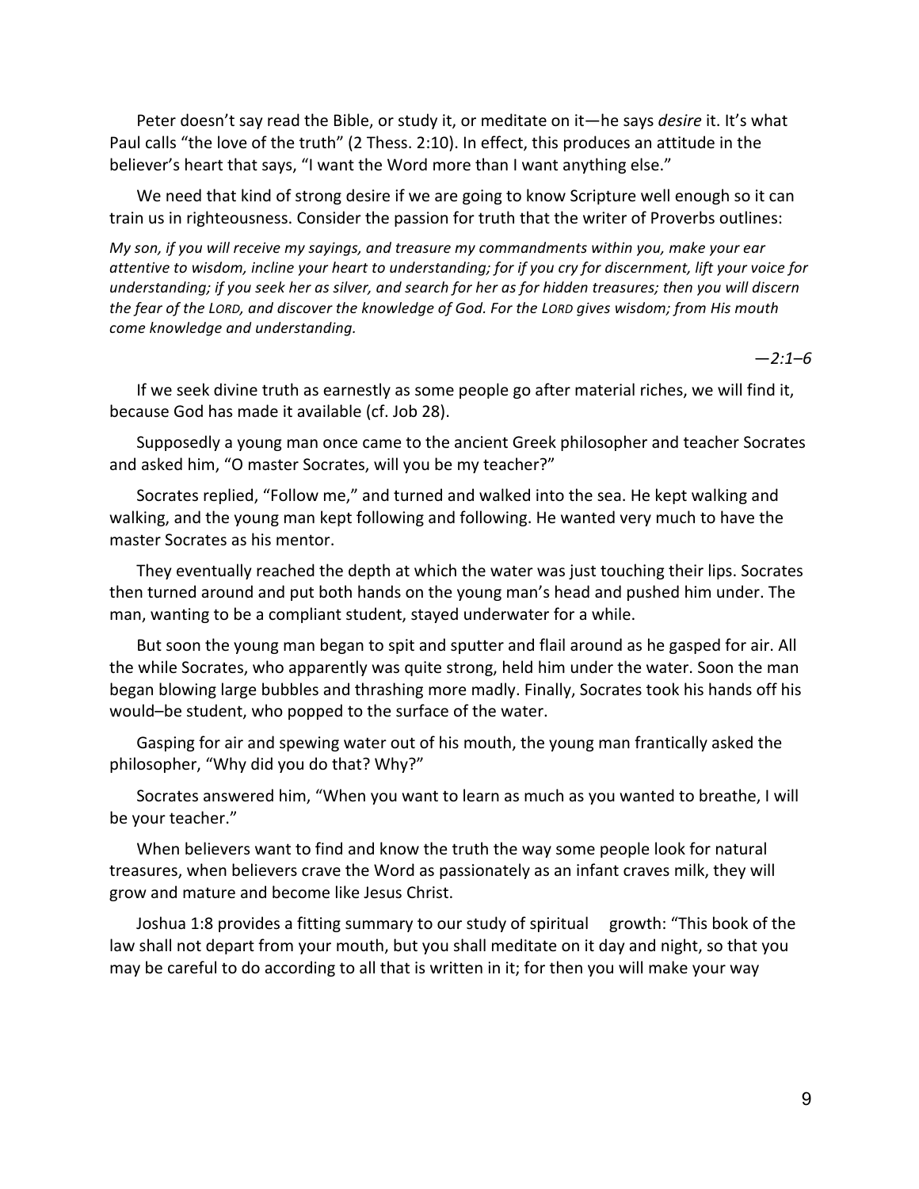Peter doesn't say read the Bible, or study it, or meditate on it—he says *desire* it. It's what Paul calls "the love of the truth" (2 Thess. 2:10). In effect, this produces an attitude in the believer's heart that says, "I want the Word more than I want anything else."

We need that kind of strong desire if we are going to know Scripture well enough so it can train us in righteousness. Consider the passion for truth that the writer of Proverbs outlines:

> *My son, if you will receive my sayings, and treasure my commandments within you, make your ear attentive to wisdom, incline your heart to understanding; for if you cry for discernment, lift your voice for understanding; if you seek her as silver, and search for her as for hidden treasures; then you will discern the fear of the LORD, and discover the knowledge of God. For the LORD gives wisdom; from His mouth come knowledge and understanding.*
>
> *—2:1–6*

If we seek divine truth as earnestly as some people go after material riches, we will find it, because God has made it available (cf. Job 28).

Supposedly a young man once came to the ancient Greek philosopher and teacher Socrates and asked him, "O master Socrates, will you be my teacher?"

Socrates replied, "Follow me," and turned and walked into the sea. He kept walking and walking, and the young man kept following and following. He wanted very much to have the master Socrates as his mentor.

They eventually reached the depth at which the water was just touching their lips. Socrates then turned around and put both hands on the young man's head and pushed him under. The man, wanting to be a compliant student, stayed underwater for a while.

But soon the young man began to spit and sputter and flail around as he gasped for air. All the while Socrates, who apparently was quite strong, held him under the water. Soon the man began blowing large bubbles and thrashing more madly. Finally, Socrates took his hands off his would–be student, who popped to the surface of the water.

Gasping for air and spewing water out of his mouth, the young man frantically asked the philosopher, "Why did you do that? Why?"

Socrates answered him, "When you want to learn as much as you wanted to breathe, I will be your teacher."

When believers want to find and know the truth the way some people look for natural treasures, when believers crave the Word as passionately as an infant craves milk, they will grow and mature and become like Jesus Christ.

Joshua 1:8 provides a fitting summary to our study of spiritual growth: "This book of the law shall not depart from your mouth, but you shall meditate on it day and night, so that you may be careful to do according to all that is written in it; for then you will make your way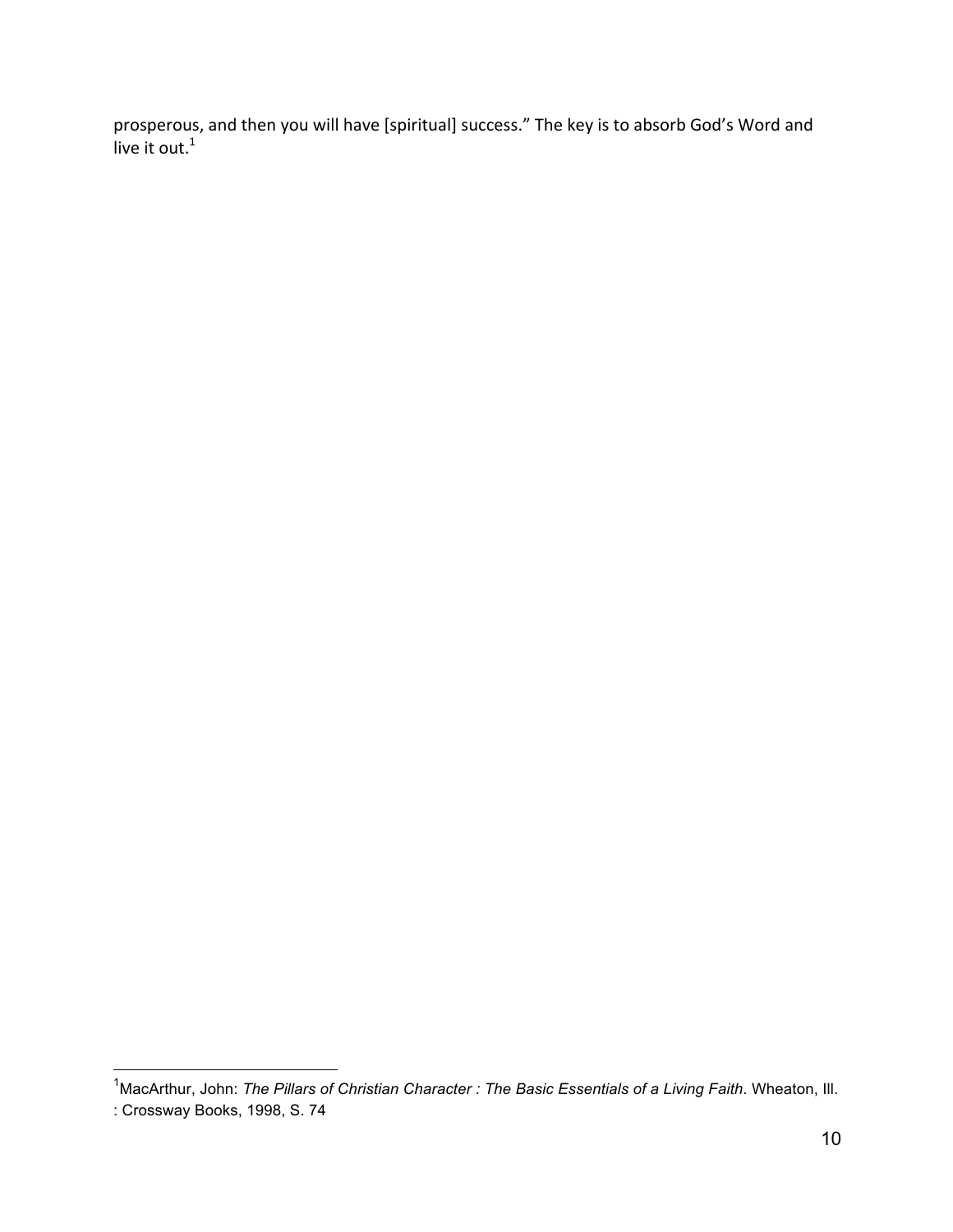prosperous, and then you will have [spiritual] success." The key is to absorb God's Word and live it out.[1]

---

[1]MacArthur, John: *The Pillars of Christian Character : The Basic Essentials of a Living Faith*. Wheaton, Ill. : Crossway Books, 1998, S. 74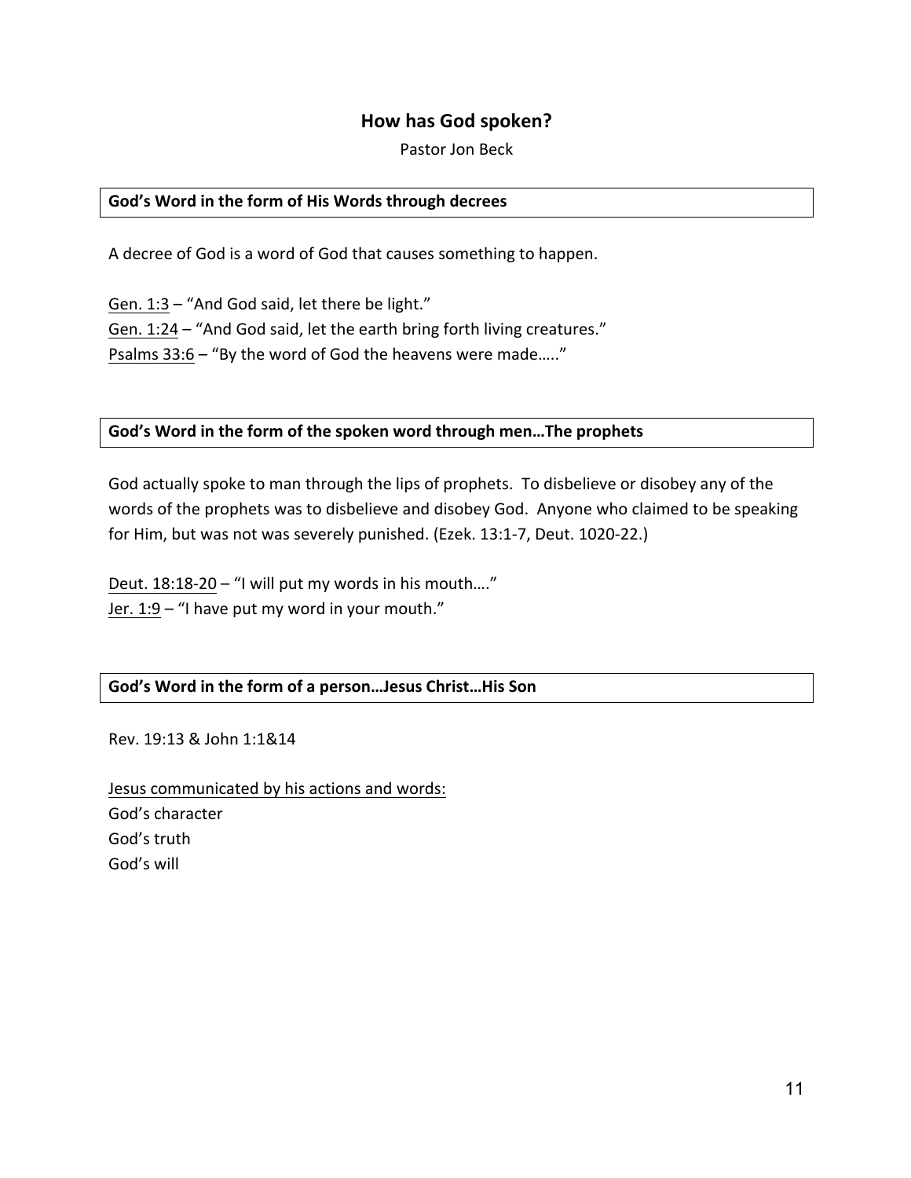# How has God spoken?

Pastor Jon Beck

**God's Word in the form of His Words through decrees**

A decree of God is a word of God that causes something to happen.

<u>Gen. 1:3</u> – "And God said, let there be light."
<u>Gen. 1:24</u> – "And God said, let the earth bring forth living creatures."
<u>Psalms 33:6</u> – "By the word of God the heavens were made….."

**God's Word in the form of the spoken word through men…The prophets**

God actually spoke to man through the lips of prophets. To disbelieve or disobey any of the words of the prophets was to disbelieve and disobey God. Anyone who claimed to be speaking for Him, but was not was severely punished. (Ezek. 13:1-7, Deut. 1020-22.)

<u>Deut. 18:18-20</u> – "I will put my words in his mouth…."
<u>Jer. 1:9</u> – "I have put my word in your mouth."

**God's Word in the form of a person…Jesus Christ…His Son**

Rev. 19:13 & John 1:1&14

<u>Jesus communicated by his actions and words:</u>
God's character
God's truth
God's will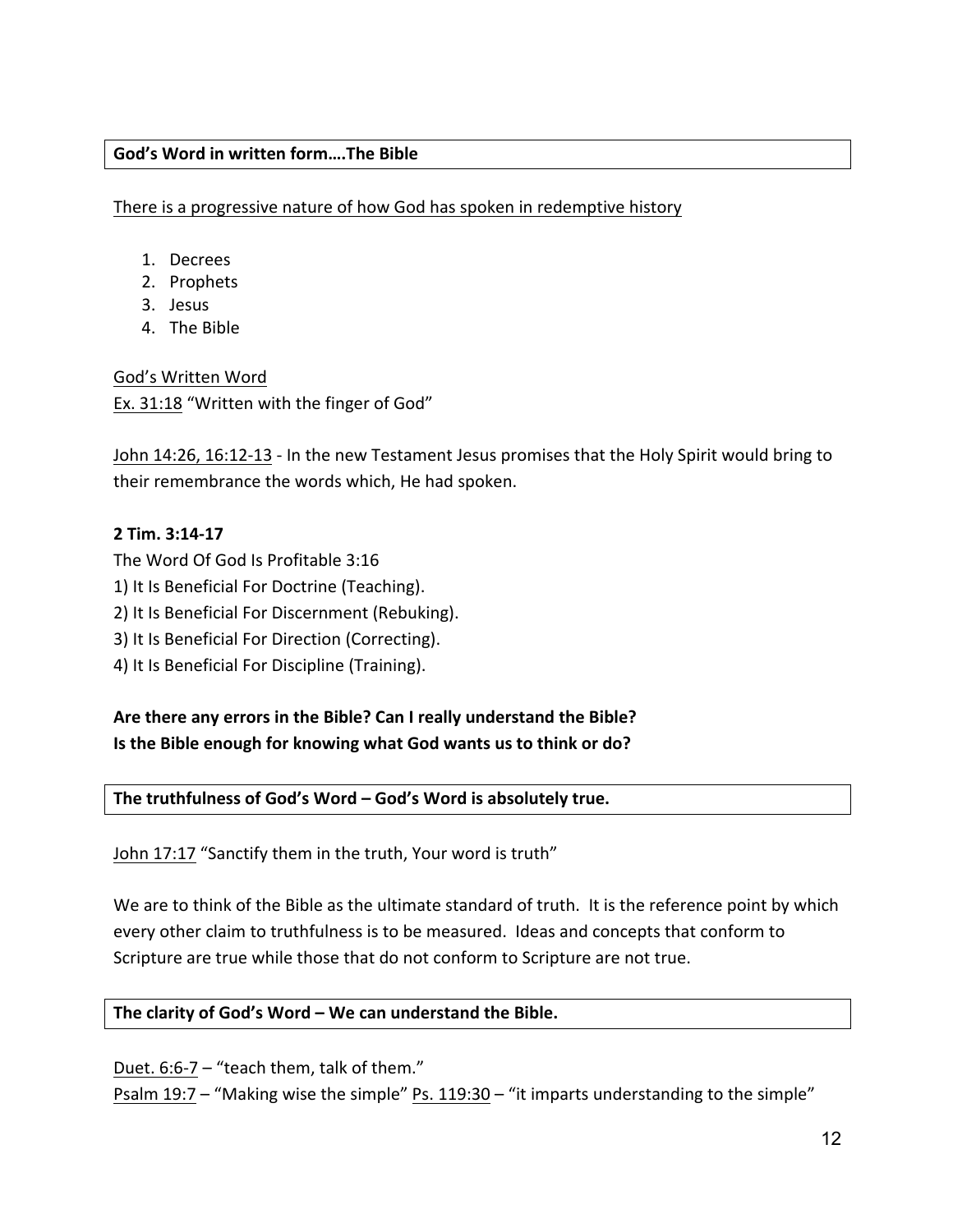**God's Word in written form….The Bible**

<u>There is a progressive nature of how God has spoken in redemptive history</u>

1. Decrees
2. Prophets
3. Jesus
4. The Bible

<u>God's Written Word</u>
<u>Ex. 31:18</u> "Written with the finger of God"

<u>John 14:26, 16:12-13</u> - In the new Testament Jesus promises that the Holy Spirit would bring to their remembrance the words which, He had spoken.

**2 Tim. 3:14-17**
The Word Of God Is Profitable 3:16
1) It Is Beneficial For Doctrine (Teaching).
2) It Is Beneficial For Discernment (Rebuking).
3) It Is Beneficial For Direction (Correcting).
4) It Is Beneficial For Discipline (Training).

**Are there any errors in the Bible? Can I really understand the Bible?**
**Is the Bible enough for knowing what God wants us to think or do?**

**The truthfulness of God's Word – God's Word is absolutely true.**

<u>John 17:17</u> "Sanctify them in the truth, Your word is truth"

We are to think of the Bible as the ultimate standard of truth. It is the reference point by which every other claim to truthfulness is to be measured. Ideas and concepts that conform to Scripture are true while those that do not conform to Scripture are not true.

**The clarity of God's Word – We can understand the Bible.**

<u>Duet. 6:6-7</u> – "teach them, talk of them."
<u>Psalm 19:7</u> – "Making wise the simple" <u>Ps. 119:30</u> – "it imparts understanding to the simple"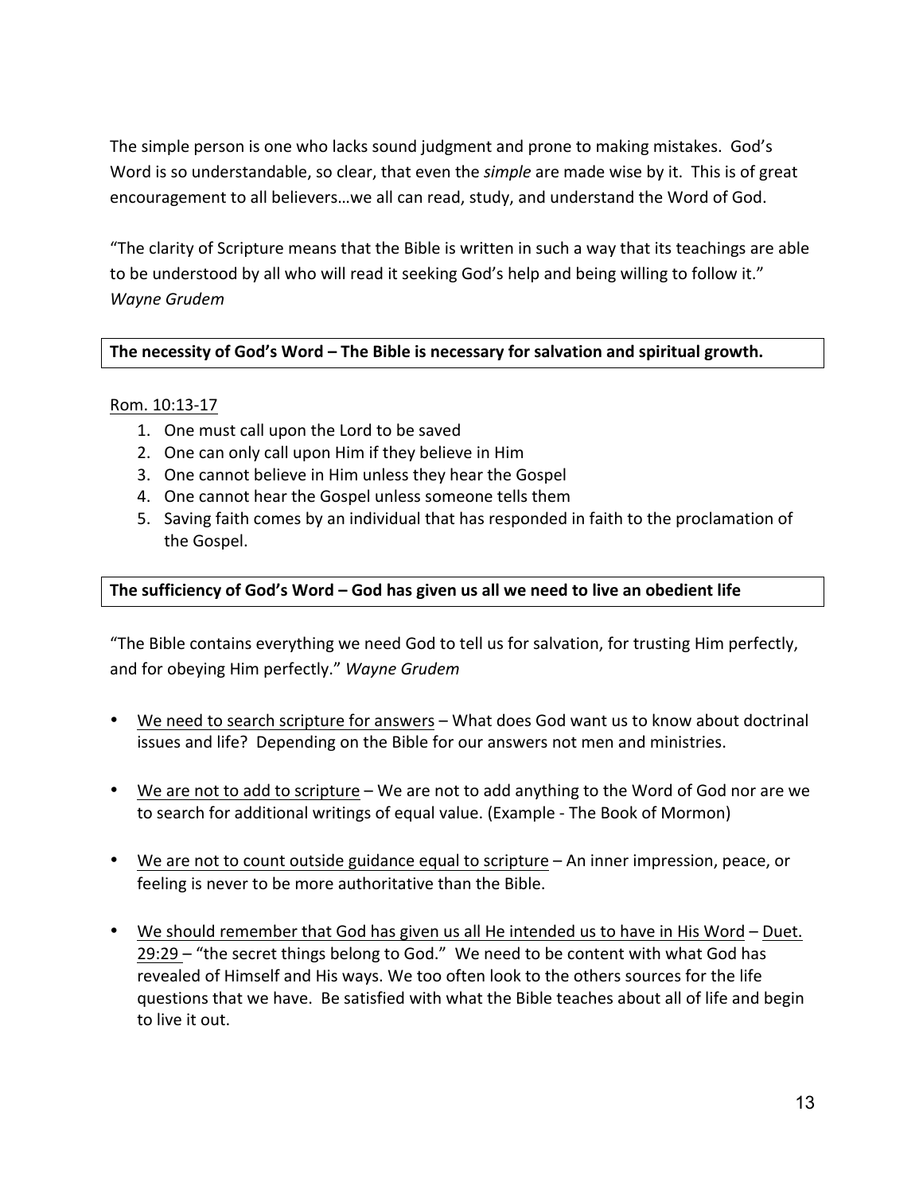The simple person is one who lacks sound judgment and prone to making mistakes. God's Word is so understandable, so clear, that even the *simple* are made wise by it. This is of great encouragement to all believers…we all can read, study, and understand the Word of God.

"The clarity of Scripture means that the Bible is written in such a way that its teachings are able to be understood by all who will read it seeking God's help and being willing to follow it." *Wayne Grudem*

**The necessity of God's Word – The Bible is necessary for salvation and spiritual growth.**

Rom. 10:13-17

1. One must call upon the Lord to be saved
2. One can only call upon Him if they believe in Him
3. One cannot believe in Him unless they hear the Gospel
4. One cannot hear the Gospel unless someone tells them
5. Saving faith comes by an individual that has responded in faith to the proclamation of the Gospel.

**The sufficiency of God's Word – God has given us all we need to live an obedient life**

"The Bible contains everything we need God to tell us for salvation, for trusting Him perfectly, and for obeying Him perfectly." *Wayne Grudem*

- We need to search scripture for answers – What does God want us to know about doctrinal issues and life? Depending on the Bible for our answers not men and ministries.

- We are not to add to scripture – We are not to add anything to the Word of God nor are we to search for additional writings of equal value. (Example - The Book of Mormon)

- We are not to count outside guidance equal to scripture – An inner impression, peace, or feeling is never to be more authoritative than the Bible.

- We should remember that God has given us all He intended us to have in His Word – Duet. 29:29 – "the secret things belong to God." We need to be content with what God has revealed of Himself and His ways. We too often look to the others sources for the life questions that we have. Be satisfied with what the Bible teaches about all of life and begin to live it out.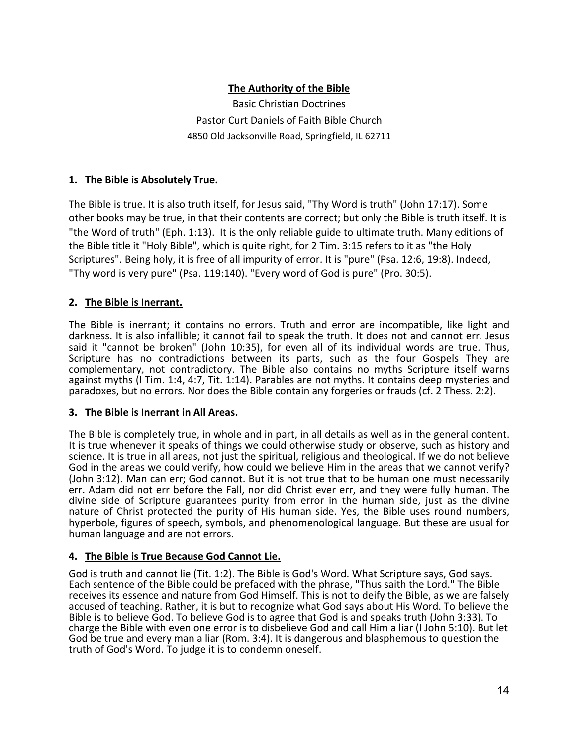**The Authority of the Bible**

Basic Christian Doctrines

Pastor Curt Daniels of Faith Bible Church

4850 Old Jacksonville Road, Springfield, IL 62711

## 1. The Bible is Absolutely True.

The Bible is true. It is also truth itself, for Jesus said, "Thy Word is truth" (John 17:17). Some other books may be true, in that their contents are correct; but only the Bible is truth itself. It is "the Word of truth" (Eph. 1:13). It is the only reliable guide to ultimate truth. Many editions of the Bible title it "Holy Bible", which is quite right, for 2 Tim. 3:15 refers to it as "the Holy Scriptures". Being holy, it is free of all impurity of error. It is "pure" (Psa. 12:6, 19:8). Indeed, "Thy word is very pure" (Psa. 119:140). "Every word of God is pure" (Pro. 30:5).

## 2. The Bible is Inerrant.

The Bible is inerrant; it contains no errors. Truth and error are incompatible, like light and darkness. It is also infallible; it cannot fail to speak the truth. It does not and cannot err. Jesus said it "cannot be broken" (John 10:35), for even all of its individual words are true. Thus, Scripture has no contradictions between its parts, such as the four Gospels They are complementary, not contradictory. The Bible also contains no myths Scripture itself warns against myths (I Tim. 1:4, 4:7, Tit. 1:14). Parables are not myths. It contains deep mysteries and paradoxes, but no errors. Nor does the Bible contain any forgeries or frauds (cf. 2 Thess. 2:2).

## 3. The Bible is Inerrant in All Areas.

The Bible is completely true, in whole and in part, in all details as well as in the general content. It is true whenever it speaks of things we could otherwise study or observe, such as history and science. It is true in all areas, not just the spiritual, religious and theological. If we do not believe God in the areas we could verify, how could we believe Him in the areas that we cannot verify? (John 3:12). Man can err; God cannot. But it is not true that to be human one must necessarily err. Adam did not err before the Fall, nor did Christ ever err, and they were fully human. The divine side of Scripture guarantees purity from error in the human side, just as the divine nature of Christ protected the purity of His human side. Yes, the Bible uses round numbers, hyperbole, figures of speech, symbols, and phenomenological language. But these are usual for human language and are not errors.

## 4. The Bible is True Because God Cannot Lie.

God is truth and cannot lie (Tit. 1:2). The Bible is God's Word. What Scripture says, God says. Each sentence of the Bible could be prefaced with the phrase, "Thus saith the Lord." The Bible receives its essence and nature from God Himself. This is not to deify the Bible, as we are falsely accused of teaching. Rather, it is but to recognize what God says about His Word. To believe the Bible is to believe God. To believe God is to agree that God is and speaks truth (John 3:33). To charge the Bible with even one error is to disbelieve God and call Him a liar (I John 5:10). But let God be true and every man a liar (Rom. 3:4). It is dangerous and blasphemous to question the truth of God's Word. To judge it is to condemn oneself.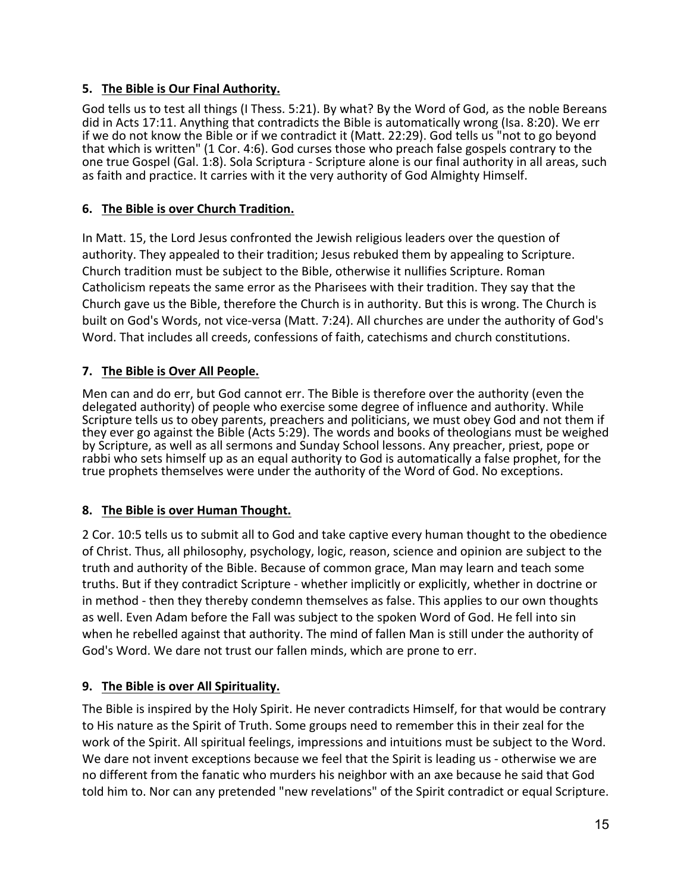### 5. <u>The Bible is Our Final Authority.</u>

God tells us to test all things (I Thess. 5:21). By what? By the Word of God, as the noble Bereans did in Acts 17:11. Anything that contradicts the Bible is automatically wrong (Isa. 8:20). We err if we do not know the Bible or if we contradict it (Matt. 22:29). God tells us "not to go beyond that which is written" (1 Cor. 4:6). God curses those who preach false gospels contrary to the one true Gospel (Gal. 1:8). Sola Scriptura - Scripture alone is our final authority in all areas, such as faith and practice. It carries with it the very authority of God Almighty Himself.

### 6. <u>The Bible is over Church Tradition.</u>

In Matt. 15, the Lord Jesus confronted the Jewish religious leaders over the question of authority. They appealed to their tradition; Jesus rebuked them by appealing to Scripture. Church tradition must be subject to the Bible, otherwise it nullifies Scripture. Roman Catholicism repeats the same error as the Pharisees with their tradition. They say that the Church gave us the Bible, therefore the Church is in authority. But this is wrong. The Church is built on God's Words, not vice-versa (Matt. 7:24). All churches are under the authority of God's Word. That includes all creeds, confessions of faith, catechisms and church constitutions.

### 7. <u>The Bible is Over All People.</u>

Men can and do err, but God cannot err. The Bible is therefore over the authority (even the delegated authority) of people who exercise some degree of influence and authority. While Scripture tells us to obey parents, preachers and politicians, we must obey God and not them if they ever go against the Bible (Acts 5:29). The words and books of theologians must be weighed by Scripture, as well as all sermons and Sunday School lessons. Any preacher, priest, pope or rabbi who sets himself up as an equal authority to God is automatically a false prophet, for the true prophets themselves were under the authority of the Word of God. No exceptions.

### 8. <u>The Bible is over Human Thought.</u>

2 Cor. 10:5 tells us to submit all to God and take captive every human thought to the obedience of Christ. Thus, all philosophy, psychology, logic, reason, science and opinion are subject to the truth and authority of the Bible. Because of common grace, Man may learn and teach some truths. But if they contradict Scripture - whether implicitly or explicitly, whether in doctrine or in method - then they thereby condemn themselves as false. This applies to our own thoughts as well. Even Adam before the Fall was subject to the spoken Word of God. He fell into sin when he rebelled against that authority. The mind of fallen Man is still under the authority of God's Word. We dare not trust our fallen minds, which are prone to err.

### 9. <u>The Bible is over All Spirituality.</u>

The Bible is inspired by the Holy Spirit. He never contradicts Himself, for that would be contrary to His nature as the Spirit of Truth. Some groups need to remember this in their zeal for the work of the Spirit. All spiritual feelings, impressions and intuitions must be subject to the Word. We dare not invent exceptions because we feel that the Spirit is leading us - otherwise we are no different from the fanatic who murders his neighbor with an axe because he said that God told him to. Nor can any pretended "new revelations" of the Spirit contradict or equal Scripture.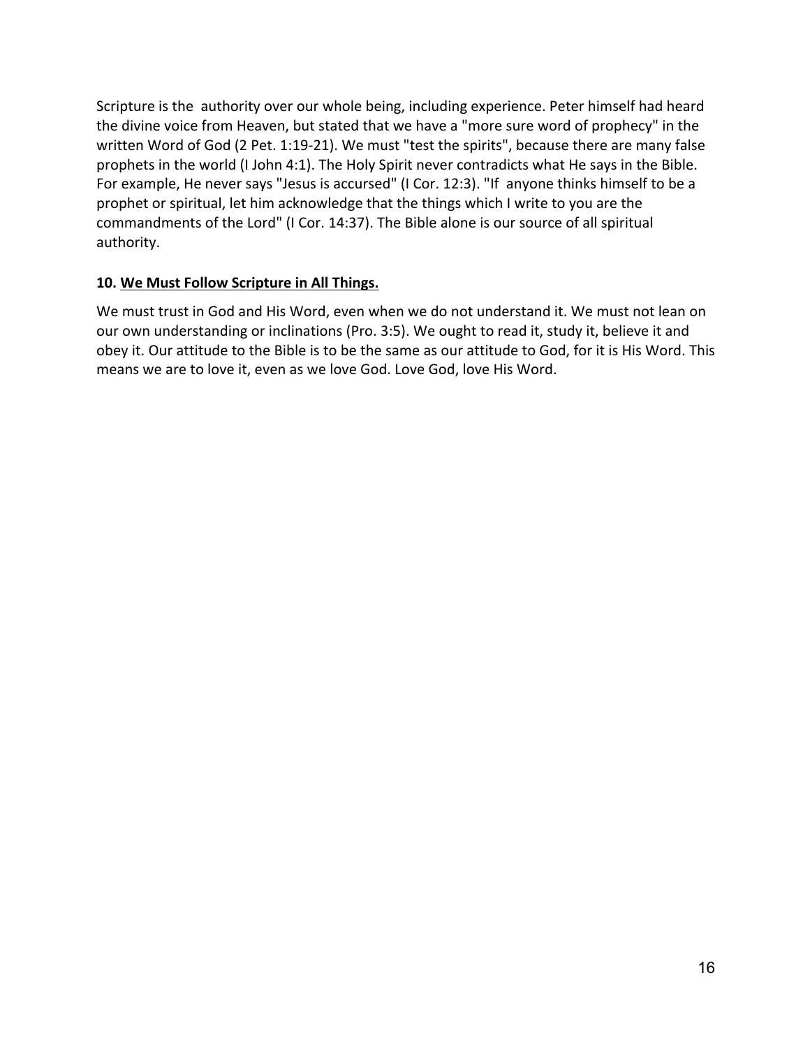Scripture is the authority over our whole being, including experience. Peter himself had heard the divine voice from Heaven, but stated that we have a "more sure word of prophecy" in the written Word of God (2 Pet. 1:19-21). We must "test the spirits", because there are many false prophets in the world (I John 4:1). The Holy Spirit never contradicts what He says in the Bible. For example, He never says "Jesus is accursed" (I Cor. 12:3). "If anyone thinks himself to be a prophet or spiritual, let him acknowledge that the things which I write to you are the commandments of the Lord" (I Cor. 14:37). The Bible alone is our source of all spiritual authority.

### 10. <u>We Must Follow Scripture in All Things.</u>

We must trust in God and His Word, even when we do not understand it. We must not lean on our own understanding or inclinations (Pro. 3:5). We ought to read it, study it, believe it and obey it. Our attitude to the Bible is to be the same as our attitude to God, for it is His Word. This means we are to love it, even as we love God. Love God, love His Word.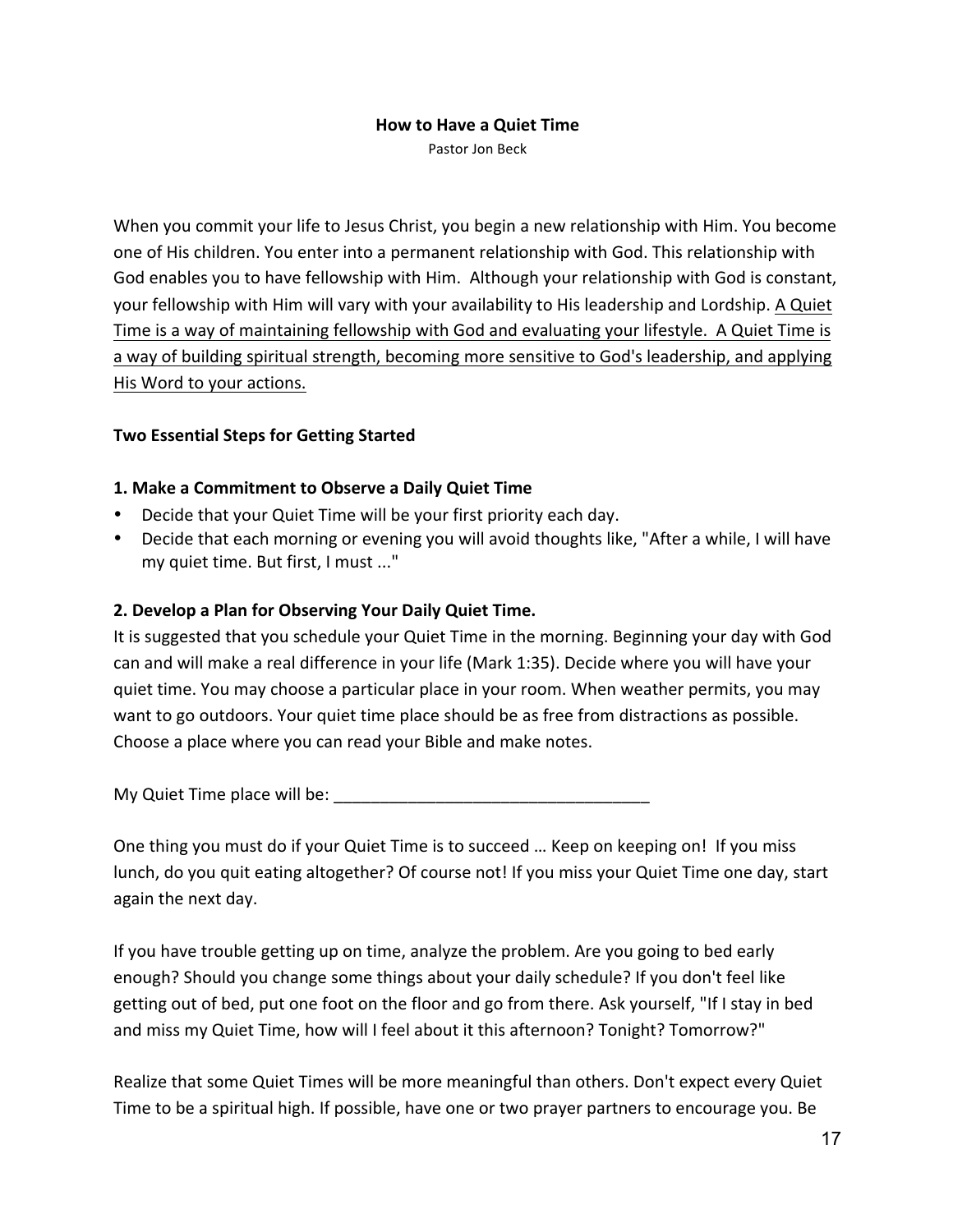# How to Have a Quiet Time

Pastor Jon Beck

When you commit your life to Jesus Christ, you begin a new relationship with Him. You become one of His children. You enter into a permanent relationship with God. This relationship with God enables you to have fellowship with Him. Although your relationship with God is constant, your fellowship with Him will vary with your availability to His leadership and Lordship. <u>A Quiet Time is a way of maintaining fellowship with God and evaluating your lifestyle. A Quiet Time is a way of building spiritual strength, becoming more sensitive to God's leadership, and applying His Word to your actions.</u>

## Two Essential Steps for Getting Started

### 1. Make a Commitment to Observe a Daily Quiet Time

- Decide that your Quiet Time will be your first priority each day.
- Decide that each morning or evening you will avoid thoughts like, "After a while, I will have my quiet time. But first, I must ..."

### 2. Develop a Plan for Observing Your Daily Quiet Time.

It is suggested that you schedule your Quiet Time in the morning. Beginning your day with God can and will make a real difference in your life (Mark 1:35). Decide where you will have your quiet time. You may choose a particular place in your room. When weather permits, you may want to go outdoors. Your quiet time place should be as free from distractions as possible. Choose a place where you can read your Bible and make notes.

My Quiet Time place will be: __________________________________

One thing you must do if your Quiet Time is to succeed … Keep on keeping on! If you miss lunch, do you quit eating altogether? Of course not! If you miss your Quiet Time one day, start again the next day.

If you have trouble getting up on time, analyze the problem. Are you going to bed early enough? Should you change some things about your daily schedule? If you don't feel like getting out of bed, put one foot on the floor and go from there. Ask yourself, "If I stay in bed and miss my Quiet Time, how will I feel about it this afternoon? Tonight? Tomorrow?"

Realize that some Quiet Times will be more meaningful than others. Don't expect every Quiet Time to be a spiritual high. If possible, have one or two prayer partners to encourage you. Be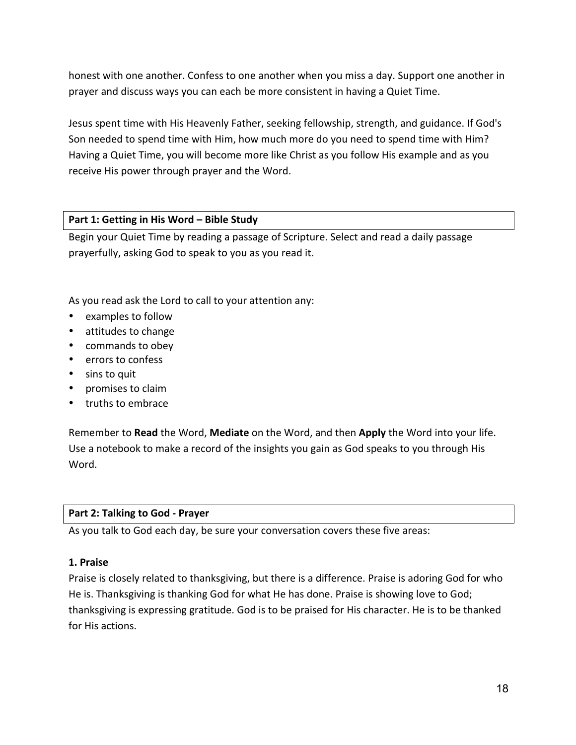honest with one another. Confess to one another when you miss a day. Support one another in prayer and discuss ways you can each be more consistent in having a Quiet Time.

Jesus spent time with His Heavenly Father, seeking fellowship, strength, and guidance. If God's Son needed to spend time with Him, how much more do you need to spend time with Him? Having a Quiet Time, you will become more like Christ as you follow His example and as you receive His power through prayer and the Word.

**Part 1: Getting in His Word – Bible Study**

Begin your Quiet Time by reading a passage of Scripture. Select and read a daily passage prayerfully, asking God to speak to you as you read it.

As you read ask the Lord to call to your attention any:

- examples to follow
- attitudes to change
- commands to obey
- errors to confess
- sins to quit
- promises to claim
- truths to embrace

Remember to **Read** the Word, **Mediate** on the Word, and then **Apply** the Word into your life. Use a notebook to make a record of the insights you gain as God speaks to you through His Word.

**Part 2: Talking to God - Prayer**

As you talk to God each day, be sure your conversation covers these five areas:

**1. Praise**

Praise is closely related to thanksgiving, but there is a difference. Praise is adoring God for who He is. Thanksgiving is thanking God for what He has done. Praise is showing love to God; thanksgiving is expressing gratitude. God is to be praised for His character. He is to be thanked for His actions.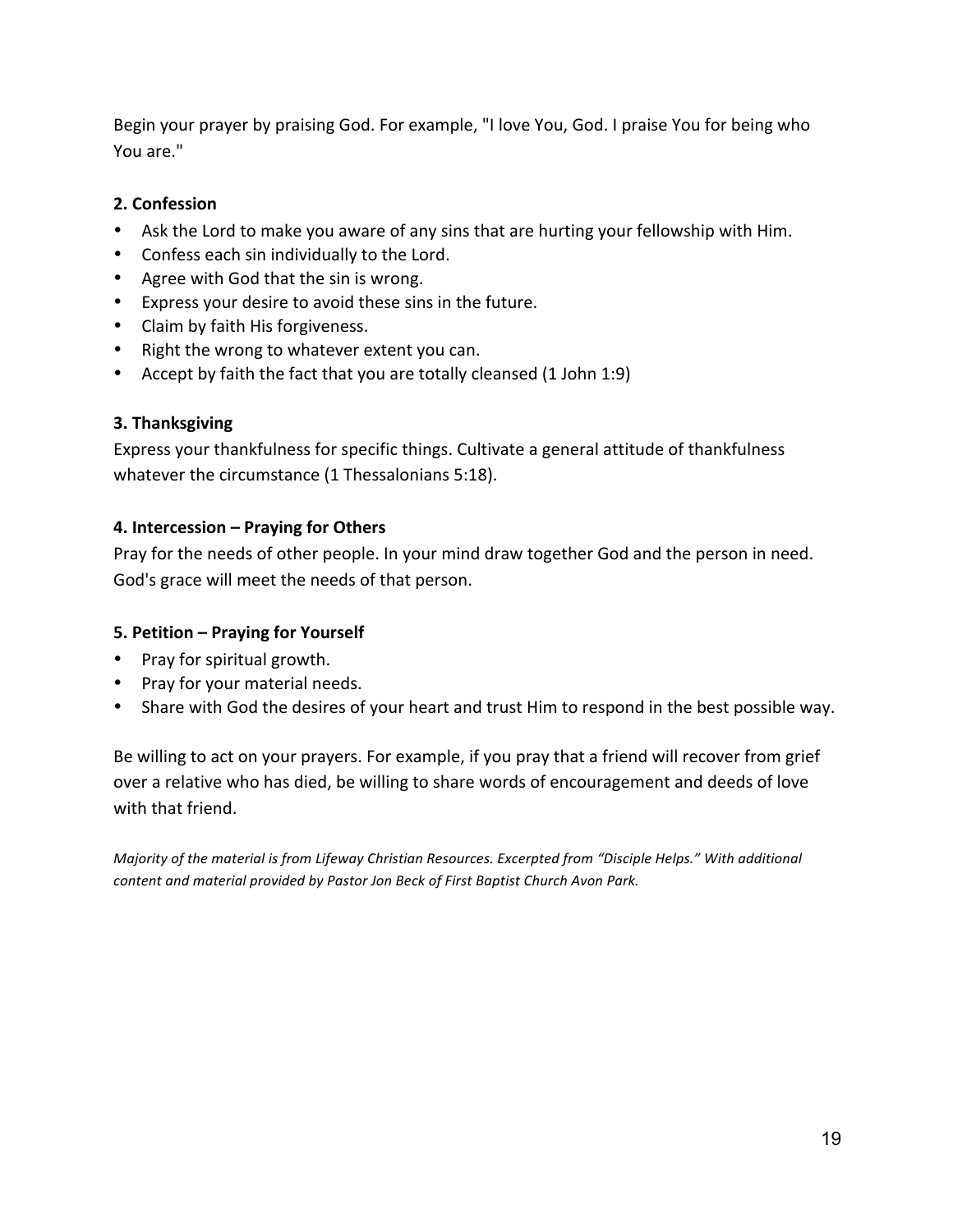Begin your prayer by praising God. For example, "I love You, God. I praise You for being who You are."

**2. Confession**

- Ask the Lord to make you aware of any sins that are hurting your fellowship with Him.
- Confess each sin individually to the Lord.
- Agree with God that the sin is wrong.
- Express your desire to avoid these sins in the future.
- Claim by faith His forgiveness.
- Right the wrong to whatever extent you can.
- Accept by faith the fact that you are totally cleansed (1 John 1:9)

**3. Thanksgiving**

Express your thankfulness for specific things. Cultivate a general attitude of thankfulness whatever the circumstance (1 Thessalonians 5:18).

**4. Intercession – Praying for Others**

Pray for the needs of other people. In your mind draw together God and the person in need. God's grace will meet the needs of that person.

**5. Petition – Praying for Yourself**

- Pray for spiritual growth.
- Pray for your material needs.
- Share with God the desires of your heart and trust Him to respond in the best possible way.

Be willing to act on your prayers. For example, if you pray that a friend will recover from grief over a relative who has died, be willing to share words of encouragement and deeds of love with that friend.

*Majority of the material is from Lifeway Christian Resources. Excerpted from "Disciple Helps." With additional content and material provided by Pastor Jon Beck of First Baptist Church Avon Park.*